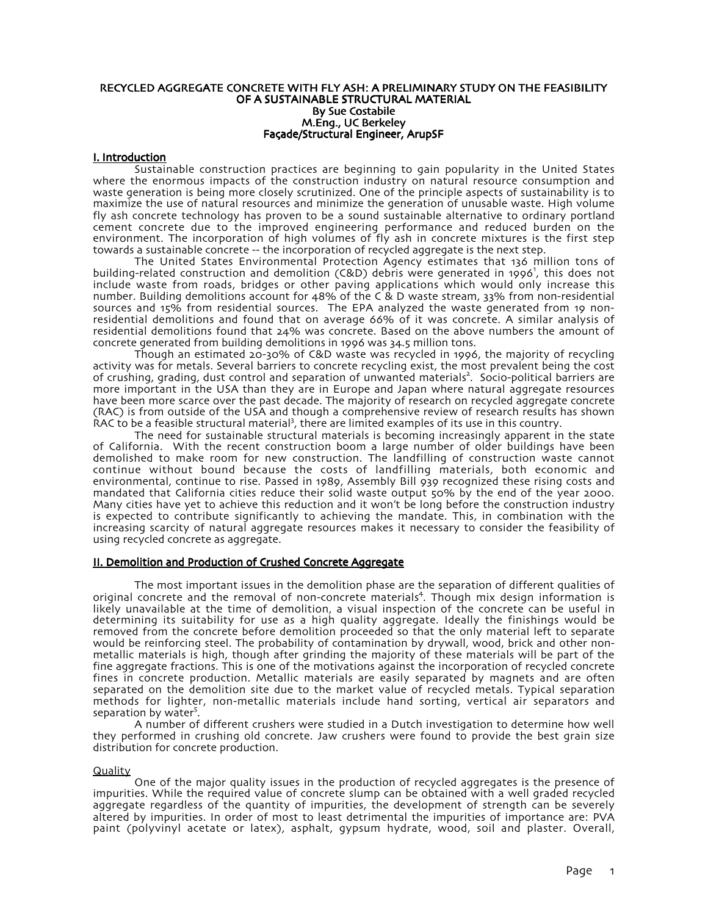# RECYCLED AGGREGATE CONCRETE WITH FLY ASH: A PRELIMINARY STUDY ON THE FEASIBILITY OF A SUSTAINABLE STRUCTURAL MATERIAL

**By Sue Costabile**
**M.Eng., UC Berkeley**
**Façade/Structural Engineer, ArupSF**

## I. Introduction

Sustainable construction practices are beginning to gain popularity in the United States where the enormous impacts of the construction industry on natural resource consumption and waste generation is being more closely scrutinized. One of the principle aspects of sustainability is to maximize the use of natural resources and minimize the generation of unusable waste. High volume fly ash concrete technology has proven to be a sound sustainable alternative to ordinary portland cement concrete due to the improved engineering performance and reduced burden on the environment. The incorporation of high volumes of fly ash in concrete mixtures is the first step towards a sustainable concrete -- the incorporation of recycled aggregate is the next step.

The United States Environmental Protection Agency estimates that 136 million tons of building-related construction and demolition (C&D) debris were generated in 1996[1], this does not include waste from roads, bridges or other paving applications which would only increase this number. Building demolitions account for 48% of the C & D waste stream, 33% from non-residential sources and 15% from residential sources. The EPA analyzed the waste generated from 19 non-residential demolitions and found that on average 66% of it was concrete. A similar analysis of residential demolitions found that 24% was concrete. Based on the above numbers the amount of concrete generated from building demolitions in 1996 was 34.5 million tons.

Though an estimated 20-30% of C&D waste was recycled in 1996, the majority of recycling activity was for metals. Several barriers to concrete recycling exist, the most prevalent being the cost of crushing, grading, dust control and separation of unwanted materials[2]. Socio-political barriers are more important in the USA than they are in Europe and Japan where natural aggregate resources have been more scarce over the past decade. The majority of research on recycled aggregate concrete (RAC) is from outside of the USA and though a comprehensive review of research results has shown RAC to be a feasible structural material[3], there are limited examples of its use in this country.

The need for sustainable structural materials is becoming increasingly apparent in the state of California. With the recent construction boom a large number of older buildings have been demolished to make room for new construction. The landfilling of construction waste cannot continue without bound because the costs of landfilling materials, both economic and environmental, continue to rise. Passed in 1989, Assembly Bill 939 recognized these rising costs and mandated that California cities reduce their solid waste output 50% by the end of the year 2000. Many cities have yet to achieve this reduction and it won't be long before the construction industry is expected to contribute significantly to achieving the mandate. This, in combination with the increasing scarcity of natural aggregate resources makes it necessary to consider the feasibility of using recycled concrete as aggregate.

## II. Demolition and Production of Crushed Concrete Aggregate

The most important issues in the demolition phase are the separation of different qualities of original concrete and the removal of non-concrete materials[4]. Though mix design information is likely unavailable at the time of demolition, a visual inspection of the concrete can be useful in determining its suitability for use as a high quality aggregate. Ideally the finishings would be removed from the concrete before demolition proceeded so that the only material left to separate would be reinforcing steel. The probability of contamination by drywall, wood, brick and other non-metallic materials is high, though after grinding the majority of these materials will be part of the fine aggregate fractions. This is one of the motivations against the incorporation of recycled concrete fines in concrete production. Metallic materials are easily separated by magnets and are often separated on the demolition site due to the market value of recycled metals. Typical separation methods for lighter, non-metallic materials include hand sorting, vertical air separators and separation by water[5].

A number of different crushers were studied in a Dutch investigation to determine how well they performed in crushing old concrete. Jaw crushers were found to provide the best grain size distribution for concrete production.

### Quality

One of the major quality issues in the production of recycled aggregates is the presence of impurities. While the required value of concrete slump can be obtained with a well graded recycled aggregate regardless of the quantity of impurities, the development of strength can be severely altered by impurities. In order of most to least detrimental the impurities of importance are: PVA paint (polyvinyl acetate or latex), asphalt, gypsum hydrate, wood, soil and plaster. Overall,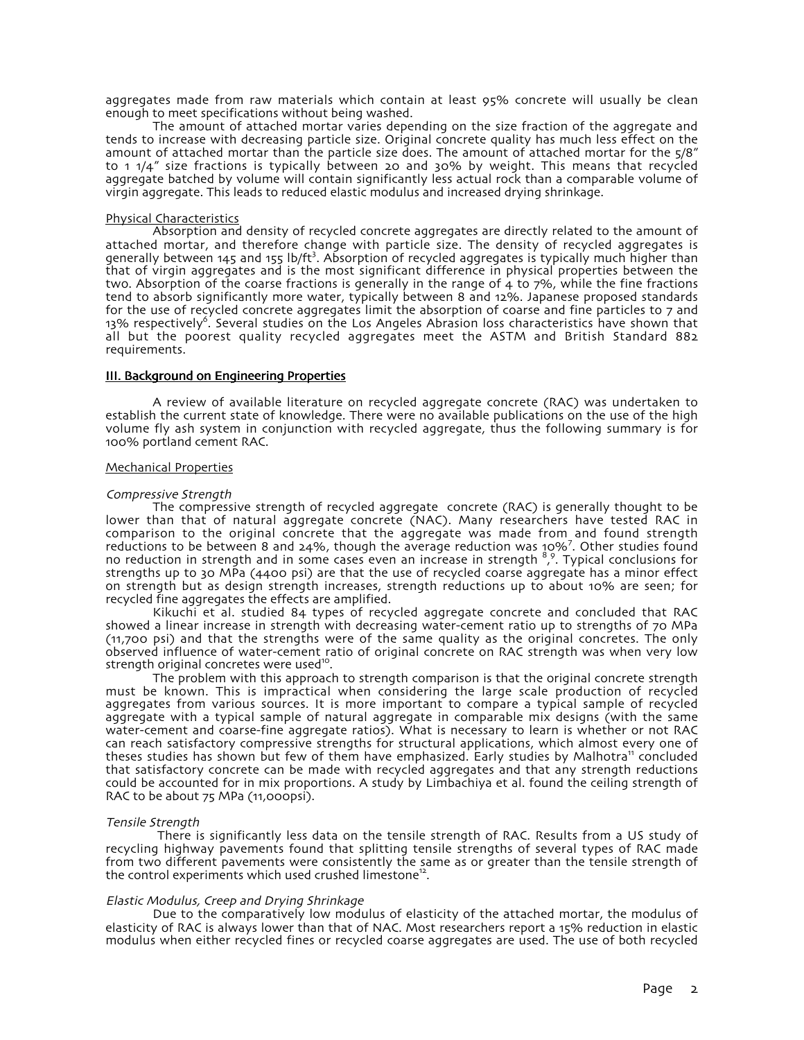aggregates made from raw materials which contain at least 95% concrete will usually be clean enough to meet specifications without being washed.

The amount of attached mortar varies depending on the size fraction of the aggregate and tends to increase with decreasing particle size. Original concrete quality has much less effect on the amount of attached mortar than the particle size does. The amount of attached mortar for the 5/8" to 1 1/4" size fractions is typically between 20 and 30% by weight. This means that recycled aggregate batched by volume will contain significantly less actual rock than a comparable volume of virgin aggregate. This leads to reduced elastic modulus and increased drying shrinkage.

Physical Characteristics

Absorption and density of recycled concrete aggregates are directly related to the amount of attached mortar, and therefore change with particle size. The density of recycled aggregates is generally between 145 and 155 lb/ft$^3$. Absorption of recycled aggregates is typically much higher than that of virgin aggregates and is the most significant difference in physical properties between the two. Absorption of the coarse fractions is generally in the range of 4 to 7%, while the fine fractions tend to absorb significantly more water, typically between 8 and 12%. Japanese proposed standards for the use of recycled concrete aggregates limit the absorption of coarse and fine particles to 7 and 13% respectively[6]. Several studies on the Los Angeles Abrasion loss characteristics have shown that all but the poorest quality recycled aggregates meet the ASTM and British Standard 882 requirements.

## III. Background on Engineering Properties

A review of available literature on recycled aggregate concrete (RAC) was undertaken to establish the current state of knowledge. There were no available publications on the use of the high volume fly ash system in conjunction with recycled aggregate, thus the following summary is for 100% portland cement RAC.

### Mechanical Properties

*Compressive Strength*

The compressive strength of recycled aggregate concrete (RAC) is generally thought to be lower than that of natural aggregate concrete (NAC). Many researchers have tested RAC in comparison to the original concrete that the aggregate was made from and found strength reductions to be between 8 and 24%, though the average reduction was 10%[7]. Other studies found no reduction in strength and in some cases even an increase in strength [8,9]. Typical conclusions for strengths up to 30 MPa (4400 psi) are that the use of recycled coarse aggregate has a minor effect on strength but as design strength increases, strength reductions up to about 10% are seen; for recycled fine aggregates the effects are amplified.

Kikuchi et al. studied 84 types of recycled aggregate concrete and concluded that RAC showed a linear increase in strength with decreasing water-cement ratio up to strengths of 70 MPa (11,700 psi) and that the strengths were of the same quality as the original concretes. The only observed influence of water-cement ratio of original concrete on RAC strength was when very low strength original concretes were used[10].

The problem with this approach to strength comparison is that the original concrete strength must be known. This is impractical when considering the large scale production of recycled aggregates from various sources. It is more important to compare a typical sample of recycled aggregate with a typical sample of natural aggregate in comparable mix designs (with the same water-cement and coarse-fine aggregate ratios). What is necessary to learn is whether or not RAC can reach satisfactory compressive strengths for structural applications, which almost every one of theses studies has shown but few of them have emphasized. Early studies by Malhotra[11] concluded that satisfactory concrete can be made with recycled aggregates and that any strength reductions could be accounted for in mix proportions. A study by Limbachiya et al. found the ceiling strength of RAC to be about 75 MPa (11,000psi).

*Tensile Strength*

There is significantly less data on the tensile strength of RAC. Results from a US study of recycling highway pavements found that splitting tensile strengths of several types of RAC made from two different pavements were consistently the same as or greater than the tensile strength of the control experiments which used crushed limestone[12].

*Elastic Modulus, Creep and Drying Shrinkage*

Due to the comparatively low modulus of elasticity of the attached mortar, the modulus of elasticity of RAC is always lower than that of NAC. Most researchers report a 15% reduction in elastic modulus when either recycled fines or recycled coarse aggregates are used. The use of both recycled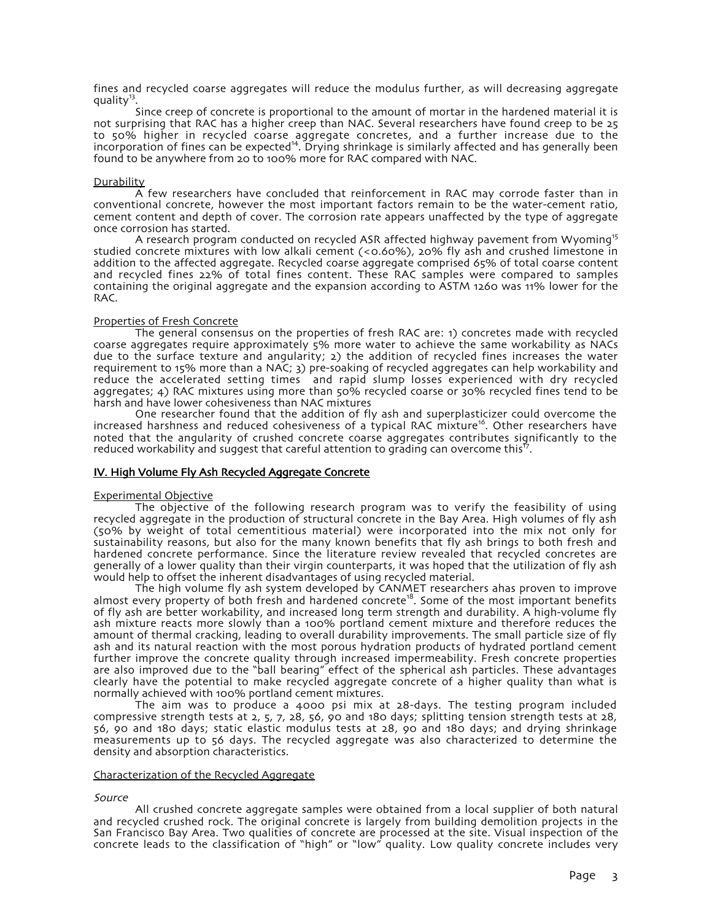fines and recycled coarse aggregates will reduce the modulus further, as will decreasing aggregate quality[13].

Since creep of concrete is proportional to the amount of mortar in the hardened material it is not surprising that RAC has a higher creep than NAC. Several researchers have found creep to be 25 to 50% higher in recycled coarse aggregate concretes, and a further increase due to the incorporation of fines can be expected[14]. Drying shrinkage is similarly affected and has generally been found to be anywhere from 20 to 100% more for RAC compared with NAC.

Durability

A few researchers have concluded that reinforcement in RAC may corrode faster than in conventional concrete, however the most important factors remain to be the water-cement ratio, cement content and depth of cover. The corrosion rate appears unaffected by the type of aggregate once corrosion has started.

A research program conducted on recycled ASR affected highway pavement from Wyoming[15] studied concrete mixtures with low alkali cement (<0.60%), 20% fly ash and crushed limestone in addition to the affected aggregate. Recycled coarse aggregate comprised 65% of total coarse content and recycled fines 22% of total fines content. These RAC samples were compared to samples containing the original aggregate and the expansion according to ASTM 1260 was 11% lower for the RAC.

Properties of Fresh Concrete

The general consensus on the properties of fresh RAC are: 1) concretes made with recycled coarse aggregates require approximately 5% more water to achieve the same workability as NACs due to the surface texture and angularity; 2) the addition of recycled fines increases the water requirement to 15% more than a NAC; 3) pre-soaking of recycled aggregates can help workability and reduce the accelerated setting times and rapid slump losses experienced with dry recycled aggregates; 4) RAC mixtures using more than 50% recycled coarse or 30% recycled fines tend to be harsh and have lower cohesiveness than NAC mixtures

One researcher found that the addition of fly ash and superplasticizer could overcome the increased harshness and reduced cohesiveness of a typical RAC mixture[16]. Other researchers have noted that the angularity of crushed concrete coarse aggregates contributes significantly to the reduced workability and suggest that careful attention to grading can overcome this[17].

## IV. High Volume Fly Ash Recycled Aggregate Concrete

Experimental Objective

The objective of the following research program was to verify the feasibility of using recycled aggregate in the production of structural concrete in the Bay Area. High volumes of fly ash (50% by weight of total cementitious material) were incorporated into the mix not only for sustainability reasons, but also for the many known benefits that fly ash brings to both fresh and hardened concrete performance. Since the literature review revealed that recycled concretes are generally of a lower quality than their virgin counterparts, it was hoped that the utilization of fly ash would help to offset the inherent disadvantages of using recycled material.

The high volume fly ash system developed by CANMET researchers ahas proven to improve almost every property of both fresh and hardened concrete[18]. Some of the most important benefits of fly ash are better workability, and increased long term strength and durability. A high-volume fly ash mixture reacts more slowly than a 100% portland cement mixture and therefore reduces the amount of thermal cracking, leading to overall durability improvements. The small particle size of fly ash and its natural reaction with the most porous hydration products of hydrated portland cement further improve the concrete quality through increased impermeability. Fresh concrete properties are also improved due to the "ball bearing" effect of the spherical ash particles. These advantages clearly have the potential to make recycled aggregate concrete of a higher quality than what is normally achieved with 100% portland cement mixtures.

The aim was to produce a 4000 psi mix at 28-days. The testing program included compressive strength tests at 2, 5, 7, 28, 56, 90 and 180 days; splitting tension strength tests at 28, 56, 90 and 180 days; static elastic modulus tests at 28, 90 and 180 days; and drying shrinkage measurements up to 56 days. The recycled aggregate was also characterized to determine the density and absorption characteristics.

Characterization of the Recycled Aggregate

*Source*

All crushed concrete aggregate samples were obtained from a local supplier of both natural and recycled crushed rock. The original concrete is largely from building demolition projects in the San Francisco Bay Area. Two qualities of concrete are processed at the site. Visual inspection of the concrete leads to the classification of "high" or "low" quality. Low quality concrete includes very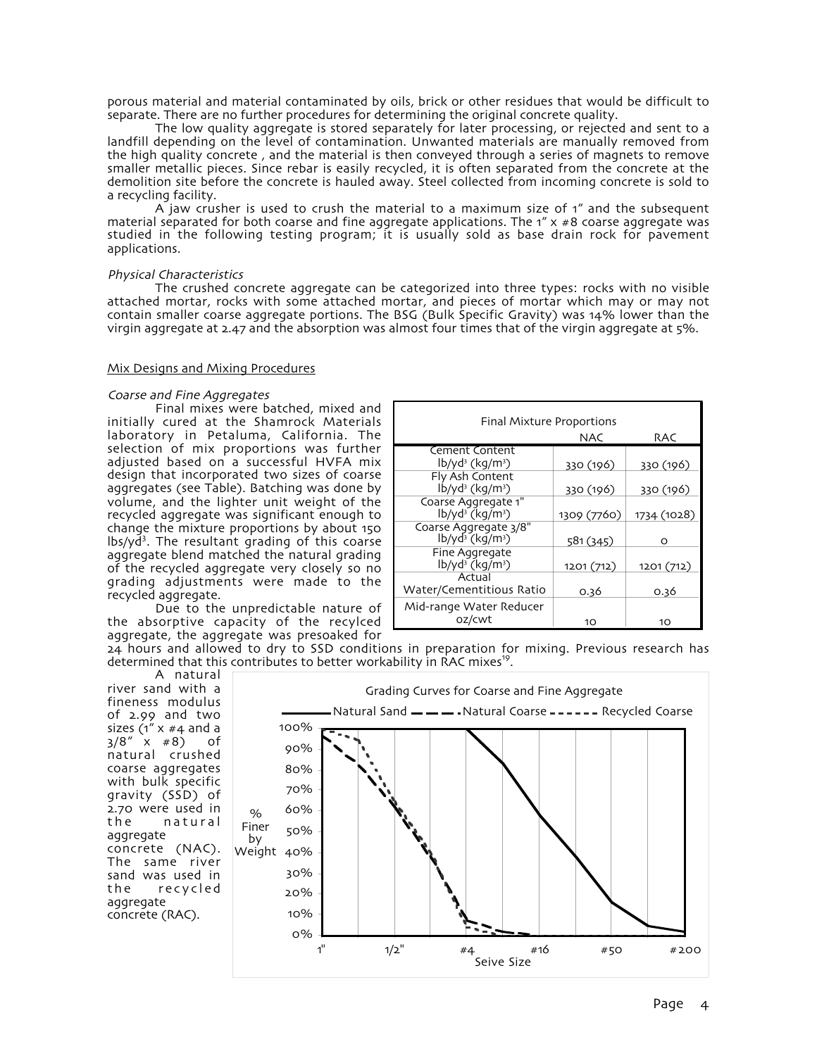porous material and material contaminated by oils, brick or other residues that would be difficult to separate. There are no further procedures for determining the original concrete quality.

The low quality aggregate is stored separately for later processing, or rejected and sent to a landfill depending on the level of contamination. Unwanted materials are manually removed from the high quality concrete , and the material is then conveyed through a series of magnets to remove smaller metallic pieces. Since rebar is easily recycled, it is often separated from the concrete at the demolition site before the concrete is hauled away. Steel collected from incoming concrete is sold to a recycling facility.

A jaw crusher is used to crush the material to a maximum size of 1" and the subsequent material separated for both coarse and fine aggregate applications. The 1" x #8 coarse aggregate was studied in the following testing program; it is usually sold as base drain rock for pavement applications.

*Physical Characteristics*

The crushed concrete aggregate can be categorized into three types: rocks with no visible attached mortar, rocks with some attached mortar, and pieces of mortar which may or may not contain smaller coarse aggregate portions. The BSG (Bulk Specific Gravity) was 14% lower than the virgin aggregate at 2.47 and the absorption was almost four times that of the virgin aggregate at 5%.

## Mix Designs and Mixing Procedures

*Coarse and Fine Aggregates*

Final mixes were batched, mixed and initially cured at the Shamrock Materials laboratory in Petaluma, California. The selection of mix proportions was further adjusted based on a successful HVFA mix design that incorporated two sizes of coarse aggregates (see Table). Batching was done by volume, and the lighter unit weight of the recycled aggregate was significant enough to change the mixture proportions by about 150 lbs/yd$^3$. The resultant grading of this coarse aggregate blend matched the natural grading of the recycled aggregate very closely so no grading adjustments were made to the recycled aggregate.

| Final Mixture Proportions | NAC | RAC |
|---|---|---|
| Cement Content lb/yd$^3$ (kg/m$^3$) | 330 (196) | 330 (196) |
| Fly Ash Content lb/yd$^3$ (kg/m$^3$) | 330 (196) | 330 (196) |
| Coarse Aggregate 1" lb/yd$^3$ (kg/m$^3$) | 1309 (7760) | 1734 (1028) |
| Coarse Aggregate 3/8" lb/yd$^3$ (kg/m$^3$) | 581 (345) | 0 |
| Fine Aggregate lb/yd$^3$ (kg/m$^3$) | 1201 (712) | 1201 (712) |
| Actual Water/Cementitious Ratio | 0.36 | 0.36 |
| Mid-range Water Reducer oz/cwt | 10 | 10 |

Due to the unpredictable nature of the absorptive capacity of the recylced aggregate, the aggregate was presoaked for 24 hours and allowed to dry to SSD conditions in preparation for mixing. Previous research has determined that this contributes to better workability in RAC mixes[19].

A natural river sand with a fineness modulus of 2.99 and two sizes (1" x #4 and a 3/8" x #8) of natural crushed coarse aggregates with bulk specific gravity (SSD) of 2.70 were used in the natural aggregate concrete (NAC). The same river sand was used in the recycled aggregate concrete (RAC).

Grading Curves for Coarse and Fine Aggregate

Natural Sand — Natural Coarse — Recycled Coarse

% Finer by Weight: 0%–100%

Seive Size: 1", 1/2", #4, #16, #50, #200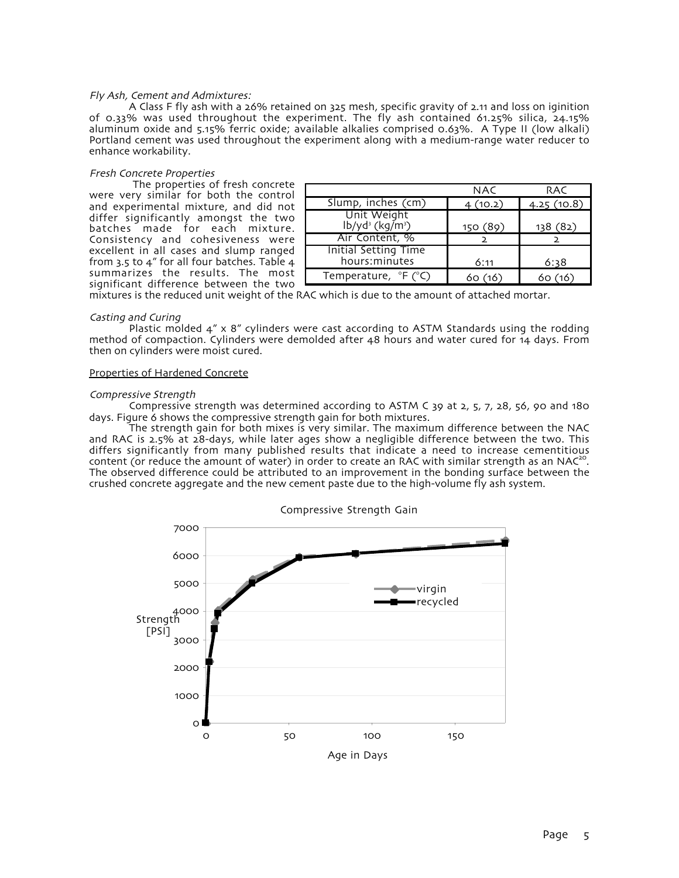*Fly Ash, Cement and Admixtures:*

A Class F fly ash with a 26% retained on 325 mesh, specific gravity of 2.11 and loss on iginition of 0.33% was used throughout the experiment. The fly ash contained 61.25% silica, 24.15% aluminum oxide and 5.15% ferric oxide; available alkalies comprised 0.63%. A Type II (low alkali) Portland cement was used throughout the experiment along with a medium-range water reducer to enhance workability.

*Fresh Concrete Properties*

The properties of fresh concrete were very similar for both the control and experimental mixture, and did not differ significantly amongst the two batches made for each mixture. Consistency and cohesiveness were excellent in all cases and slump ranged from 3.5 to 4" for all four batches. Table 4 summarizes the results. The most significant difference between the two mixtures is the reduced unit weight of the RAC which is due to the amount of attached mortar.

| | NAC | RAC |
|---|---|---|
| Slump, inches (cm) | 4 (10.2) | 4.25 (10.8) |
| Unit Weight lb/yd$^3$ (kg/m$^3$) | 150 (89) | 138 (82) |
| Air Content, % | 2 | 2 |
| Initial Setting Time hours:minutes | 6:11 | 6:38 |
| Temperature, °F (°C) | 60 (16) | 60 (16) |

*Casting and Curing*

Plastic molded 4" x 8" cylinders were cast according to ASTM Standards using the rodding method of compaction. Cylinders were demolded after 48 hours and water cured for 14 days. From then on cylinders were moist cured.

Properties of Hardened Concrete

*Compressive Strength*

Compressive strength was determined according to ASTM C 39 at 2, 5, 7, 28, 56, 90 and 180 days. Figure 6 shows the compressive strength gain for both mixtures.

The strength gain for both mixes is very similar. The maximum difference between the NAC and RAC is 2.5% at 28-days, while later ages show a negligible difference between the two. This differs significantly from many published results that indicate a need to increase cementitious content (or reduce the amount of water) in order to create an RAC with similar strength as an NAC[20]. The observed difference could be attributed to an improvement in the bonding surface between the crushed concrete aggregate and the new cement paste due to the high-volume fly ash system.

Compressive Strength Gain

Strength [PSI]; Age in Days; virgin; recycled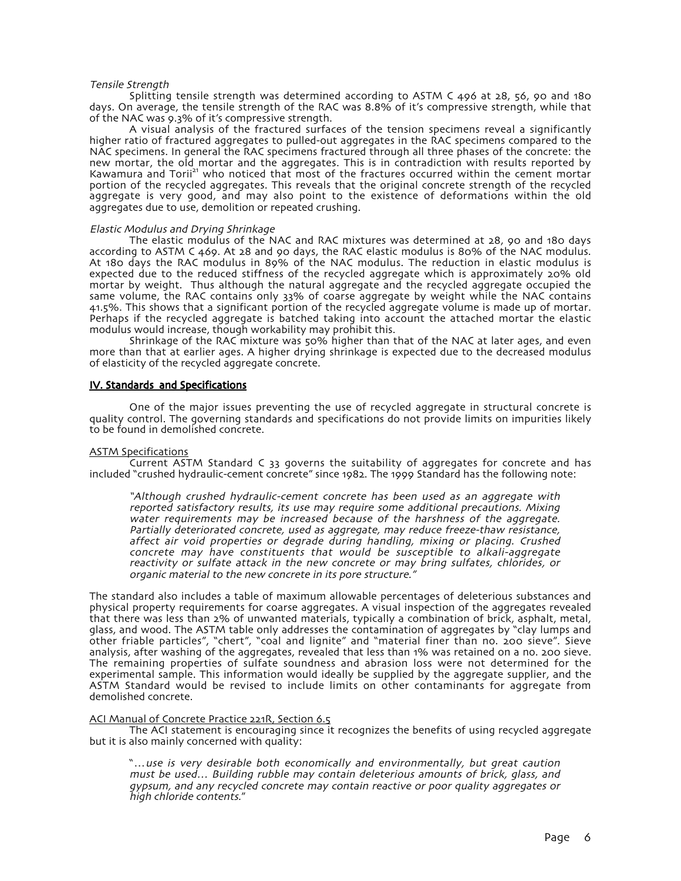*Tensile Strength*

Splitting tensile strength was determined according to ASTM C 496 at 28, 56, 90 and 180 days. On average, the tensile strength of the RAC was 8.8% of it's compressive strength, while that of the NAC was 9.3% of it's compressive strength.

A visual analysis of the fractured surfaces of the tension specimens reveal a significantly higher ratio of fractured aggregates to pulled-out aggregates in the RAC specimens compared to the NAC specimens. In general the RAC specimens fractured through all three phases of the concrete: the new mortar, the old mortar and the aggregates. This is in contradiction with results reported by Kawamura and Torii[21] who noticed that most of the fractures occurred within the cement mortar portion of the recycled aggregates. This reveals that the original concrete strength of the recycled aggregate is very good, and may also point to the existence of deformations within the old aggregates due to use, demolition or repeated crushing.

*Elastic Modulus and Drying Shrinkage*

The elastic modulus of the NAC and RAC mixtures was determined at 28, 90 and 180 days according to ASTM C 469. At 28 and 90 days, the RAC elastic modulus is 80% of the NAC modulus. At 180 days the RAC modulus in 89% of the NAC modulus. The reduction in elastic modulus is expected due to the reduced stiffness of the recycled aggregate which is approximately 20% old mortar by weight. Thus although the natural aggregate and the recycled aggregate occupied the same volume, the RAC contains only 33% of coarse aggregate by weight while the NAC contains 41.5%. This shows that a significant portion of the recycled aggregate volume is made up of mortar. Perhaps if the recycled aggregate is batched taking into account the attached mortar the elastic modulus would increase, though workability may prohibit this.

Shrinkage of the RAC mixture was 50% higher than that of the NAC at later ages, and even more than that at earlier ages. A higher drying shrinkage is expected due to the decreased modulus of elasticity of the recycled aggregate concrete.

## IV. Standards and Specifications

One of the major issues preventing the use of recycled aggregate in structural concrete is quality control. The governing standards and specifications do not provide limits on impurities likely to be found in demolished concrete.

ASTM Specifications

Current ASTM Standard C 33 governs the suitability of aggregates for concrete and has included "crushed hydraulic-cement concrete" since 1982. The 1999 Standard has the following note:

> *"Although crushed hydraulic-cement concrete has been used as an aggregate with reported satisfactory results, its use may require some additional precautions. Mixing water requirements may be increased because of the harshness of the aggregate. Partially deteriorated concrete, used as aggregate, may reduce freeze-thaw resistance, affect air void properties or degrade during handling, mixing or placing. Crushed concrete may have constituents that would be susceptible to alkali-aggregate reactivity or sulfate attack in the new concrete or may bring sulfates, chlorides, or organic material to the new concrete in its pore structure."*

The standard also includes a table of maximum allowable percentages of deleterious substances and physical property requirements for coarse aggregates. A visual inspection of the aggregates revealed that there was less than 2% of unwanted materials, typically a combination of brick, asphalt, metal, glass, and wood. The ASTM table only addresses the contamination of aggregates by "clay lumps and other friable particles", "chert", "coal and lignite" and "material finer than no. 200 sieve". Sieve analysis, after washing of the aggregates, revealed that less than 1% was retained on a no. 200 sieve. The remaining properties of sulfate soundness and abrasion loss were not determined for the experimental sample. This information would ideally be supplied by the aggregate supplier, and the ASTM Standard would be revised to include limits on other contaminants for aggregate from demolished concrete.

ACI Manual of Concrete Practice 221R, Section 6.5

The ACI statement is encouraging since it recognizes the benefits of using recycled aggregate but it is also mainly concerned with quality:

> "*…use is very desirable both economically and environmentally, but great caution must be used… Building rubble may contain deleterious amounts of brick, glass, and gypsum, and any recycled concrete may contain reactive or poor quality aggregates or high chloride contents.*"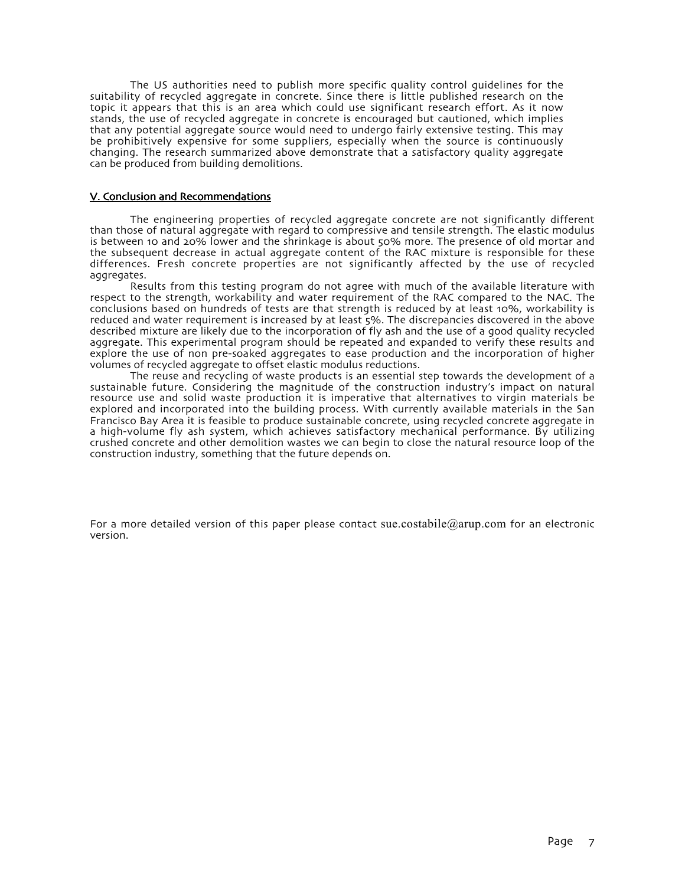The US authorities need to publish more specific quality control guidelines for the suitability of recycled aggregate in concrete. Since there is little published research on the topic it appears that this is an area which could use significant research effort. As it now stands, the use of recycled aggregate in concrete is encouraged but cautioned, which implies that any potential aggregate source would need to undergo fairly extensive testing. This may be prohibitively expensive for some suppliers, especially when the source is continuously changing. The research summarized above demonstrate that a satisfactory quality aggregate can be produced from building demolitions.

## V. Conclusion and Recommendations

The engineering properties of recycled aggregate concrete are not significantly different than those of natural aggregate with regard to compressive and tensile strength. The elastic modulus is between 10 and 20% lower and the shrinkage is about 50% more. The presence of old mortar and the subsequent decrease in actual aggregate content of the RAC mixture is responsible for these differences. Fresh concrete properties are not significantly affected by the use of recycled aggregates.

Results from this testing program do not agree with much of the available literature with respect to the strength, workability and water requirement of the RAC compared to the NAC. The conclusions based on hundreds of tests are that strength is reduced by at least 10%, workability is reduced and water requirement is increased by at least 5%. The discrepancies discovered in the above described mixture are likely due to the incorporation of fly ash and the use of a good quality recycled aggregate. This experimental program should be repeated and expanded to verify these results and explore the use of non pre-soaked aggregates to ease production and the incorporation of higher volumes of recycled aggregate to offset elastic modulus reductions.

The reuse and recycling of waste products is an essential step towards the development of a sustainable future. Considering the magnitude of the construction industry's impact on natural resource use and solid waste production it is imperative that alternatives to virgin materials be explored and incorporated into the building process. With currently available materials in the San Francisco Bay Area it is feasible to produce sustainable concrete, using recycled concrete aggregate in a high-volume fly ash system, which achieves satisfactory mechanical performance. By utilizing crushed concrete and other demolition wastes we can begin to close the natural resource loop of the construction industry, something that the future depends on.

For a more detailed version of this paper please contact sue.costabile@arup.com for an electronic version.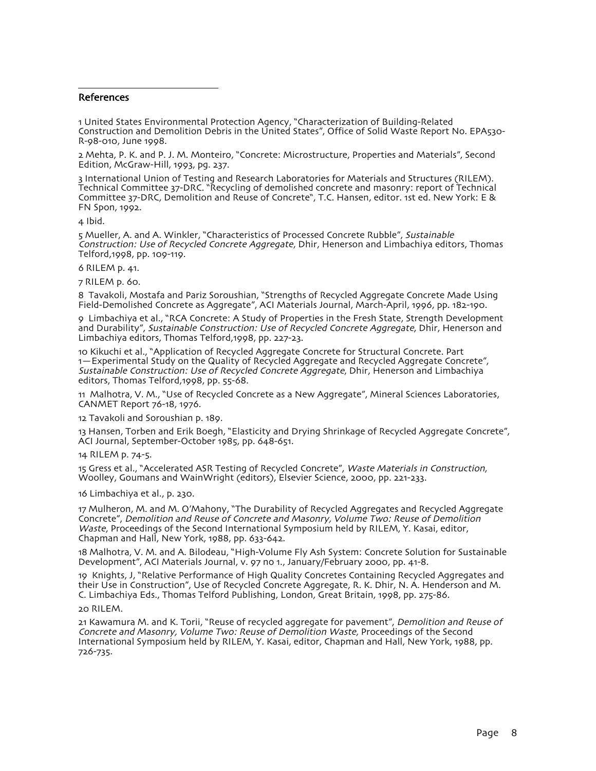## References

1 United States Environmental Protection Agency, "Characterization of Building-Related Construction and Demolition Debris in the United States", Office of Solid Waste Report No. EPA530-R-98-010, June 1998.

2 Mehta, P. K. and P. J. M. Monteiro, "Concrete: Microstructure, Properties and Materials", Second Edition, McGraw-Hill, 1993, pg. 237.

3 International Union of Testing and Research Laboratories for Materials and Structures (RILEM). Technical Committee 37-DRC. "Recycling of demolished concrete and masonry: report of Technical Committee 37-DRC, Demolition and Reuse of Concrete", T.C. Hansen, editor. 1st ed. New York: E & FN Spon, 1992.

4 Ibid.

5 Mueller, A. and A. Winkler, "Characteristics of Processed Concrete Rubble", *Sustainable Construction: Use of Recycled Concrete Aggregate*, Dhir, Henerson and Limbachiya editors, Thomas Telford,1998, pp. 109-119.

6 RILEM p. 41.

7 RILEM p. 60.

8 Tavakoli, Mostafa and Pariz Soroushian, "Strengths of Recycled Aggregate Concrete Made Using Field-Demolished Concrete as Aggregate", ACI Materials Journal, March-April, 1996, pp. 182-190.

9 Limbachiya et al., "RCA Concrete: A Study of Properties in the Fresh State, Strength Development and Durability", *Sustainable Construction: Use of Recycled Concrete Aggregate*, Dhir, Henerson and Limbachiya editors, Thomas Telford,1998, pp. 227-23.

10 Kikuchi et al., "Application of Recycled Aggregate Concrete for Structural Concrete. Part 1—Experimental Study on the Quality of Recycled Aggregate and Recycled Aggregate Concrete", *Sustainable Construction: Use of Recycled Concrete Aggregate*, Dhir, Henerson and Limbachiya editors, Thomas Telford,1998, pp. 55-68.

11 Malhotra, V. M., "Use of Recycled Concrete as a New Aggregate", Mineral Sciences Laboratories, CANMET Report 76-18, 1976.

12 Tavakoli and Soroushian p. 189.

13 Hansen, Torben and Erik Boegh, "Elasticity and Drying Shrinkage of Recycled Aggregate Concrete", ACI Journal, September-October 1985, pp. 648-651.

14 RILEM p. 74-5.

15 Gress et al., "Accelerated ASR Testing of Recycled Concrete", *Waste Materials in Construction*, Woolley, Goumans and WainWright (editors), Elsevier Science, 2000, pp. 221-233.

16 Limbachiya et al., p. 230.

17 Mulheron, M. and M. O'Mahony, "The Durability of Recycled Aggregates and Recycled Aggregate Concrete", *Demolition and Reuse of Concrete and Masonry, Volume Two: Reuse of Demolition Waste*, Proceedings of the Second International Symposium held by RILEM, Y. Kasai, editor, Chapman and Hall, New York, 1988, pp. 633-642.

18 Malhotra, V. M. and A. Bilodeau, "High-Volume Fly Ash System: Concrete Solution for Sustainable Development", ACI Materials Journal, v. 97 no 1., January/February 2000, pp. 41-8.

19 Knights, J, "Relative Performance of High Quality Concretes Containing Recycled Aggregates and their Use in Construction", Use of Recycled Concrete Aggregate, R. K. Dhir, N. A. Henderson and M. C. Limbachiya Eds., Thomas Telford Publishing, London, Great Britain, 1998, pp. 275-86.

20 RILEM.

21 Kawamura M. and K. Torii, "Reuse of recycled aggregate for pavement", *Demolition and Reuse of Concrete and Masonry, Volume Two: Reuse of Demolition Waste*, Proceedings of the Second International Symposium held by RILEM, Y. Kasai, editor, Chapman and Hall, New York, 1988, pp. 726-735.